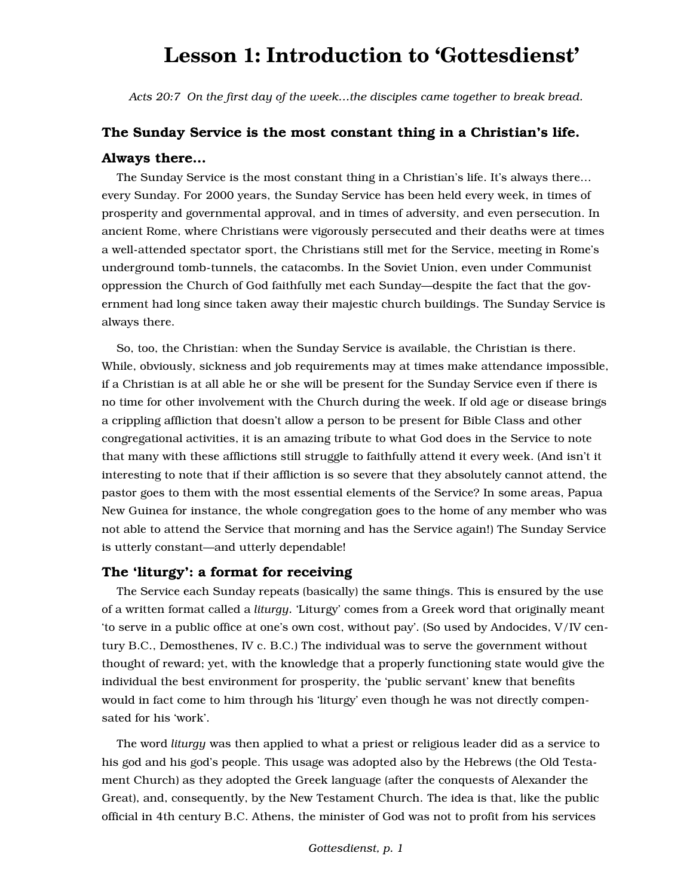# Lesson 1: Introduction to 'Gottesdienst'

*Acts 20:7 On the first day of the week…the disciples came together to break bread.*

## The Sunday Service is the most constant thing in a Christian's life.

### Always there…

The Sunday Service is the most constant thing in a Christian's life. It's always there… every Sunday. For 2000 years, the Sunday Service has been held every week, in times of prosperity and governmental approval, and in times of adversity, and even persecution. In ancient Rome, where Christians were vigorously persecuted and their deaths were at times a well-attended spectator sport, the Christians still met for the Service, meeting in Rome's underground tomb-tunnels, the catacombs. In the Soviet Union, even under Communist oppression the Church of God faithfully met each Sunday—despite the fact that the government had long since taken away their majestic church buildings. The Sunday Service is always there.

So, too, the Christian: when the Sunday Service is available, the Christian is there. While, obviously, sickness and job requirements may at times make attendance impossible, if a Christian is at all able he or she will be present for the Sunday Service even if there is no time for other involvement with the Church during the week. If old age or disease brings a crippling affliction that doesn't allow a person to be present for Bible Class and other congregational activities, it is an amazing tribute to what God does in the Service to note that many with these afflictions still struggle to faithfully attend it every week. (And isn't it interesting to note that if their affliction is so severe that they absolutely cannot attend, the pastor goes to them with the most essential elements of the Service? In some areas, Papua New Guinea for instance, the whole congregation goes to the home of any member who was not able to attend the Service that morning and has the Service again!) The Sunday Service is utterly constant—and utterly dependable!

### The 'liturgy': a format for receiving

The Service each Sunday repeats (basically) the same things. This is ensured by the use of a written format called a *liturgy.* 'Liturgy' comes from a Greek word that originally meant 'to serve in a public office at one's own cost, without pay'. (So used by Andocides, V/IV century B.C., Demosthenes, IV c. B.C.) The individual was to serve the government without thought of reward; yet, with the knowledge that a properly functioning state would give the individual the best environment for prosperity, the 'public servant' knew that benefits would in fact come to him through his 'liturgy' even though he was not directly compensated for his 'work'.

The word *liturgy* was then applied to what a priest or religious leader did as a service to his god and his god's people. This usage was adopted also by the Hebrews (the Old Testament Church) as they adopted the Greek language (after the conquests of Alexander the Great), and, consequently, by the New Testament Church. The idea is that, like the public official in 4th century B.C. Athens, the minister of God was not to profit from his services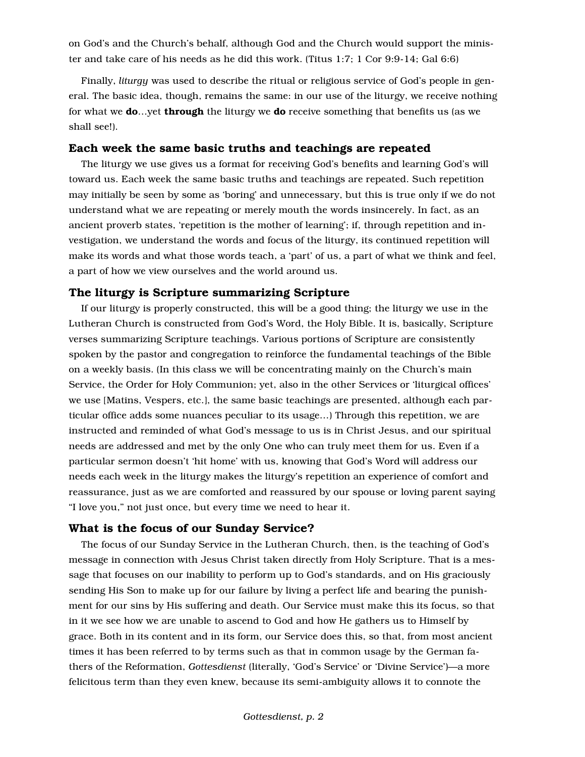on God's and the Church's behalf, although God and the Church would support the minister and take care of his needs as he did this work. (Titus 1:7; 1 Cor 9:9-14; Gal 6:6)

Finally, *liturgy* was used to describe the ritual or religious service of God's people in general. The basic idea, though, remains the same: in our use of the liturgy, we receive nothing for what we **do**…yet **through** the liturgy we **do** receive something that benefits us (as we shall see!).

### Each week the same basic truths and teachings are repeated

The liturgy we use gives us a format for receiving God's benefits and learning God's will toward us. Each week the same basic truths and teachings are repeated. Such repetition may initially be seen by some as 'boring' and unnecessary, but this is true only if we do not understand what we are repeating or merely mouth the words insincerely. In fact, as an ancient proverb states, 'repetition is the mother of learning'; if, through repetition and investigation, we understand the words and focus of the liturgy, its continued repetition will make its words and what those words teach, a 'part' of us, a part of what we think and feel, a part of how we view ourselves and the world around us.

### The liturgy is Scripture summarizing Scripture

If our liturgy is properly constructed, this will be a good thing; the liturgy we use in the Lutheran Church is constructed from God's Word, the Holy Bible. It is, basically, Scripture verses summarizing Scripture teachings. Various portions of Scripture are consistently spoken by the pastor and congregation to reinforce the fundamental teachings of the Bible on a weekly basis. (In this class we will be concentrating mainly on the Church's main Service, the Order for Holy Communion; yet, also in the other Services or 'liturgical offices' we use [Matins, Vespers, etc.], the same basic teachings are presented, although each particular office adds some nuances peculiar to its usage…) Through this repetition, we are instructed and reminded of what God's message to us is in Christ Jesus, and our spiritual needs are addressed and met by the only One who can truly meet them for us. Even if a particular sermon doesn't 'hit home' with us, knowing that God's Word will address our needs each week in the liturgy makes the liturgy's repetition an experience of comfort and reassurance, just as we are comforted and reassured by our spouse or loving parent saying "I love you," not just once, but every time we need to hear it.

### What is the focus of our Sunday Service?

The focus of our Sunday Service in the Lutheran Church, then, is the teaching of God's message in connection with Jesus Christ taken directly from Holy Scripture. That is a message that focuses on our inability to perform up to God's standards, and on His graciously sending His Son to make up for our failure by living a perfect life and bearing the punishment for our sins by His suffering and death. Our Service must make this its focus, so that in it we see how we are unable to ascend to God and how He gathers us to Himself by grace. Both in its content and in its form, our Service does this, so that, from most ancient times it has been referred to by terms such as that in common usage by the German fathers of the Reformation, *Gottesdienst* (literally, 'God's Service' or 'Divine Service')—a more felicitous term than they even knew, because its semi-ambiguity allows it to connote the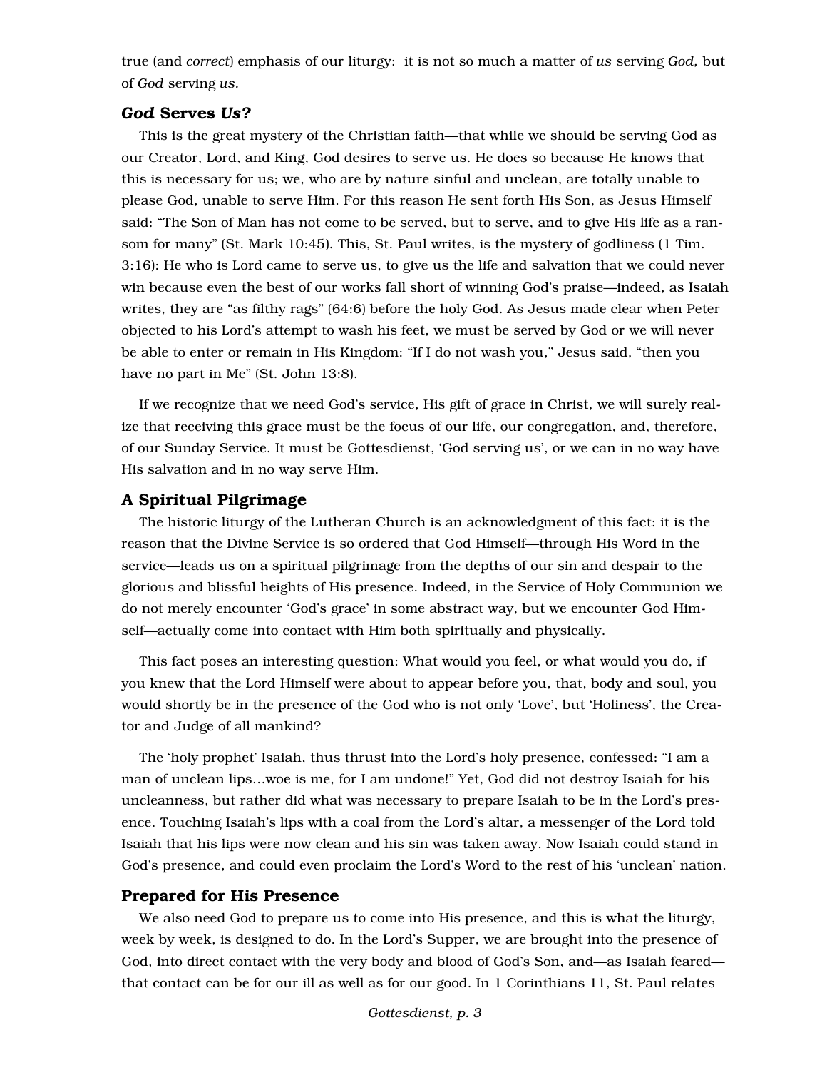true (and *correct*) emphasis of our liturgy: it is not so much a matter of *us* serving *God,* but of *God* serving *us.*

### *God* Serves *Us?*

This is the great mystery of the Christian faith—that while we should be serving God as our Creator, Lord, and King, God desires to serve us. He does so because He knows that this is necessary for us; we, who are by nature sinful and unclean, are totally unable to please God, unable to serve Him. For this reason He sent forth His Son, as Jesus Himself said: "The Son of Man has not come to be served, but to serve, and to give His life as a ransom for many" (St. Mark 10:45). This, St. Paul writes, is the mystery of godliness (1 Tim. 3:16): He who is Lord came to serve us, to give us the life and salvation that we could never win because even the best of our works fall short of winning God's praise—indeed, as Isaiah writes, they are "as filthy rags" (64:6) before the holy God. As Jesus made clear when Peter objected to his Lord's attempt to wash his feet, we must be served by God or we will never be able to enter or remain in His Kingdom: "If I do not wash you," Jesus said, "then you have no part in Me" (St. John 13:8).

If we recognize that we need God's service, His gift of grace in Christ, we will surely realize that receiving this grace must be the focus of our life, our congregation, and, therefore, of our Sunday Service. It must be Gottesdienst, 'God serving us', or we can in no way have His salvation and in no way serve Him.

### A Spiritual Pilgrimage

The historic liturgy of the Lutheran Church is an acknowledgment of this fact: it is the reason that the Divine Service is so ordered that God Himself—through His Word in the service—leads us on a spiritual pilgrimage from the depths of our sin and despair to the glorious and blissful heights of His presence. Indeed, in the Service of Holy Communion we do not merely encounter 'God's grace' in some abstract way, but we encounter God Himself—actually come into contact with Him both spiritually and physically.

This fact poses an interesting question: What would you feel, or what would you do, if you knew that the Lord Himself were about to appear before you, that, body and soul, you would shortly be in the presence of the God who is not only 'Love', but 'Holiness', the Creator and Judge of all mankind?

The 'holy prophet' Isaiah, thus thrust into the Lord's holy presence, confessed: "I am a man of unclean lips…woe is me, for I am undone!" Yet, God did not destroy Isaiah for his uncleanness, but rather did what was necessary to prepare Isaiah to be in the Lord's presence. Touching Isaiah's lips with a coal from the Lord's altar, a messenger of the Lord told Isaiah that his lips were now clean and his sin was taken away. Now Isaiah could stand in God's presence, and could even proclaim the Lord's Word to the rest of his 'unclean' nation.

### Prepared for His Presence

We also need God to prepare us to come into His presence, and this is what the liturgy, week by week, is designed to do. In the Lord's Supper, we are brought into the presence of God, into direct contact with the very body and blood of God's Son, and—as Isaiah feared—that contact can be for our ill as well as for our good. In 1 Corinthians 11, St. Paul relates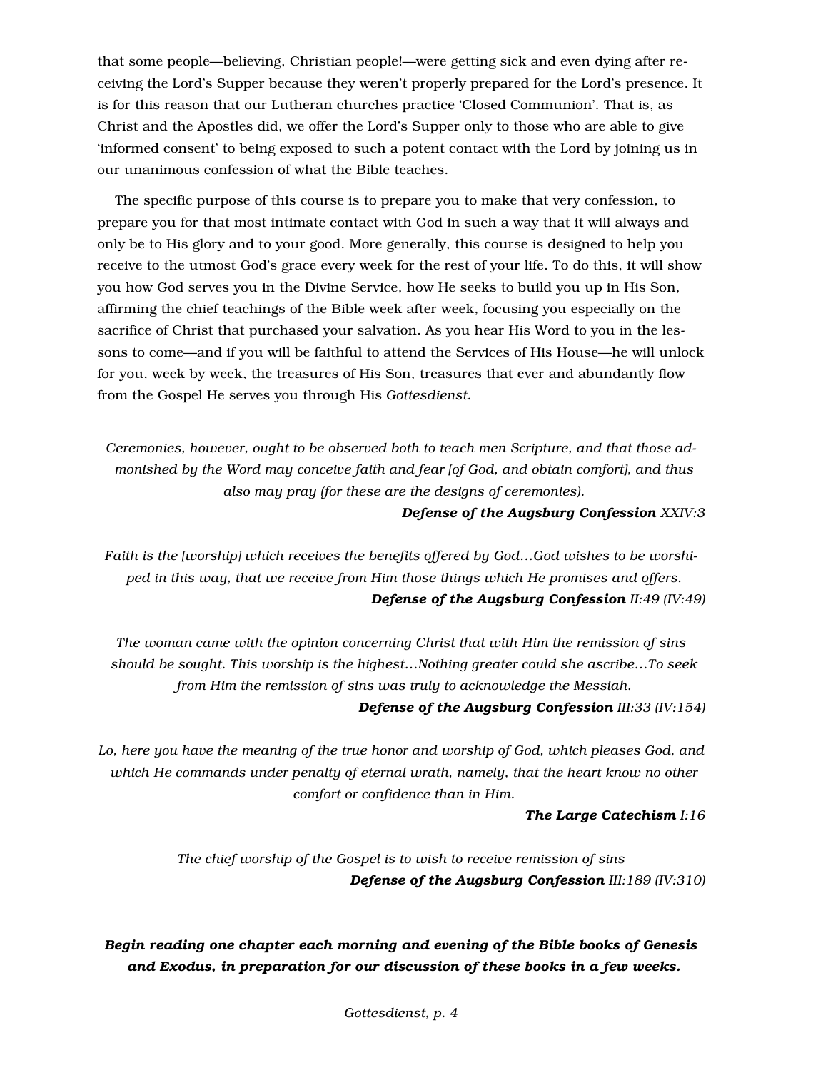that some people—believing, Christian people!—were getting sick and even dying after receiving the Lord's Supper because they weren't properly prepared for the Lord's presence. It is for this reason that our Lutheran churches practice 'Closed Communion'. That is, as Christ and the Apostles did, we offer the Lord's Supper only to those who are able to give 'informed consent' to being exposed to such a potent contact with the Lord by joining us in our unanimous confession of what the Bible teaches.

The specific purpose of this course is to prepare you to make that very confession, to prepare you for that most intimate contact with God in such a way that it will always and only be to His glory and to your good. More generally, this course is designed to help you receive to the utmost God's grace every week for the rest of your life. To do this, it will show you how God serves you in the Divine Service, how He seeks to build you up in His Son, affirming the chief teachings of the Bible week after week, focusing you especially on the sacrifice of Christ that purchased your salvation. As you hear His Word to you in the lessons to come—and if you will be faithful to attend the Services of His House—he will unlock for you, week by week, the treasures of His Son, treasures that ever and abundantly flow from the Gospel He serves you through His *Gottesdienst.*

*Ceremonies, however, ought to be observed both to teach men Scripture, and that those admonished by the Word may conceive faith and fear [of God, and obtain comfort], and thus also may pray (for these are the designs of ceremonies).*

***Defense of the Augsburg Confession** XXIV:3*

*Faith is the [worship] which receives the benefits offered by God…God wishes to be worshiped in this way, that we receive from Him those things which He promises and offers.*

***Defense of the Augsburg Confession** II:49 (IV:49)*

*The woman came with the opinion concerning Christ that with Him the remission of sins should be sought. This worship is the highest…Nothing greater could she ascribe…To seek from Him the remission of sins was truly to acknowledge the Messiah.*

***Defense of the Augsburg Confession** III:33 (IV:154)*

*Lo, here you have the meaning of the true honor and worship of God, which pleases God, and which He commands under penalty of eternal wrath, namely, that the heart know no other comfort or confidence than in Him.*

***The Large Catechism** I:16*

*The chief worship of the Gospel is to wish to receive remission of sins*

***Defense of the Augsburg Confession** III:189 (IV:310)*

***Begin reading one chapter each morning and evening of the Bible books of Genesis and Exodus, in preparation for our discussion of these books in a few weeks.***